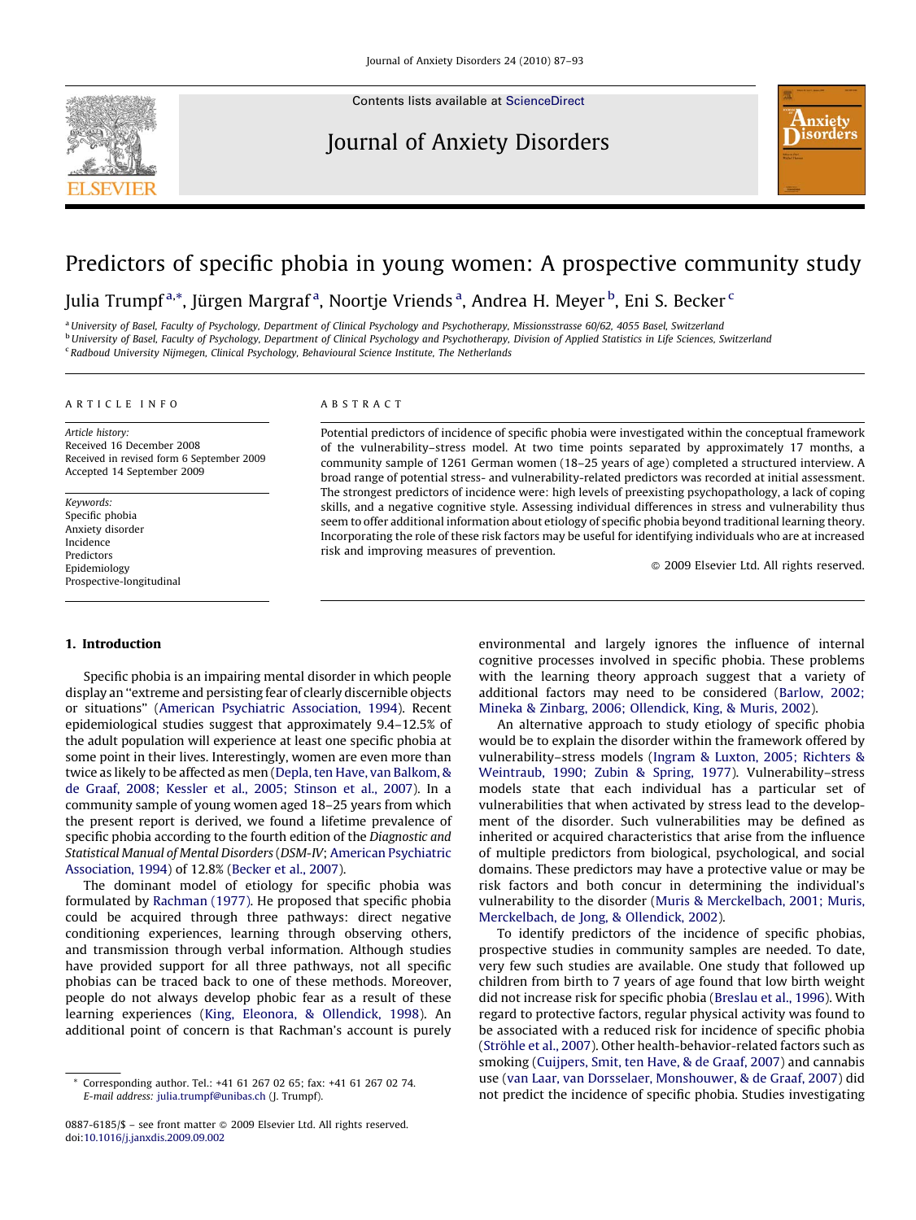# Predictors of specific phobia in young women: A prospective community study

Julia Trumpf[a,*], Jürgen Margraf[a], Noortje Vriends[a], Andrea H. Meyer[b], Eni S. Becker[c]

[a] University of Basel, Faculty of Psychology, Department of Clinical Psychology and Psychotherapy, Missionsstrasse 60/62, 4055 Basel, Switzerland
[b] University of Basel, Faculty of Psychology, Department of Clinical Psychology and Psychotherapy, Division of Applied Statistics in Life Sciences, Switzerland
[c] Radboud University Nijmegen, Clinical Psychology, Behavioural Science Institute, The Netherlands

## ARTICLE INFO

*Article history:*
Received 16 December 2008
Received in revised form 6 September 2009
Accepted 14 September 2009

*Keywords:*
Specific phobia
Anxiety disorder
Incidence
Predictors
Epidemiology
Prospective-longitudinal

## ABSTRACT

Potential predictors of incidence of specific phobia were investigated within the conceptual framework of the vulnerability–stress model. At two time points separated by approximately 17 months, a community sample of 1261 German women (18–25 years of age) completed a structured interview. A broad range of potential stress- and vulnerability-related predictors was recorded at initial assessment. The strongest predictors of incidence were: high levels of preexisting psychopathology, a lack of coping skills, and a negative cognitive style. Assessing individual differences in stress and vulnerability thus seem to offer additional information about etiology of specific phobia beyond traditional learning theory. Incorporating the role of these risk factors may be useful for identifying individuals who are at increased risk and improving measures of prevention.

© 2009 Elsevier Ltd. All rights reserved.

## 1. Introduction

Specific phobia is an impairing mental disorder in which people display an "extreme and persisting fear of clearly discernible objects or situations" (American Psychiatric Association, 1994). Recent epidemiological studies suggest that approximately 9.4–12.5% of the adult population will experience at least one specific phobia at some point in their lives. Interestingly, women are even more than twice as likely to be affected as men (Depla, ten Have, van Balkom, & de Graaf, 2008; Kessler et al., 2005; Stinson et al., 2007). In a community sample of young women aged 18–25 years from which the present report is derived, we found a lifetime prevalence of specific phobia according to the fourth edition of the *Diagnostic and Statistical Manual of Mental Disorders* (*DSM-IV*; American Psychiatric Association, 1994) of 12.8% (Becker et al., 2007).

The dominant model of etiology for specific phobia was formulated by Rachman (1977). He proposed that specific phobia could be acquired through three pathways: direct negative conditioning experiences, learning through observing others, and transmission through verbal information. Although studies have provided support for all three pathways, not all specific phobias can be traced back to one of these methods. Moreover, people do not always develop phobic fear as a result of these learning experiences (King, Eleonora, & Ollendick, 1998). An additional point of concern is that Rachman's account is purely environmental and largely ignores the influence of internal cognitive processes involved in specific phobia. These problems with the learning theory approach suggest that a variety of additional factors may need to be considered (Barlow, 2002; Mineka & Zinbarg, 2006; Ollendick, King, & Muris, 2002).

An alternative approach to study etiology of specific phobia would be to explain the disorder within the framework offered by vulnerability–stress models (Ingram & Luxton, 2005; Richters & Weintraub, 1990; Zubin & Spring, 1977). Vulnerability–stress models state that each individual has a particular set of vulnerabilities that when activated by stress lead to the development of the disorder. Such vulnerabilities may be defined as inherited or acquired characteristics that arise from the influence of multiple predictors from biological, psychological, and social domains. These predictors may have a protective value or may be risk factors and both concur in determining the individual's vulnerability to the disorder (Muris & Merckelbach, 2001; Muris, Merckelbach, de Jong, & Ollendick, 2002).

To identify predictors of the incidence of specific phobias, prospective studies in community samples are needed. To date, very few such studies are available. One study that followed up children from birth to 7 years of age found that low birth weight did not increase risk for specific phobia (Breslau et al., 1996). With regard to protective factors, regular physical activity was found to be associated with a reduced risk for incidence of specific phobia (Ströhle et al., 2007). Other health-behavior-related factors such as smoking (Cuijpers, Smit, ten Have, & de Graaf, 2007) and cannabis use (van Laar, van Dorsselaer, Monshouwer, & de Graaf, 2007) did not predict the incidence of specific phobia. Studies investigating

* Corresponding author. Tel.: +41 61 267 02 65; fax: +41 61 267 02 74.
E-mail address: julia.trumpf@unibas.ch (J. Trumpf).

0887-6185/$ – see front matter © 2009 Elsevier Ltd. All rights reserved.
doi:10.1016/j.janxdis.2009.09.002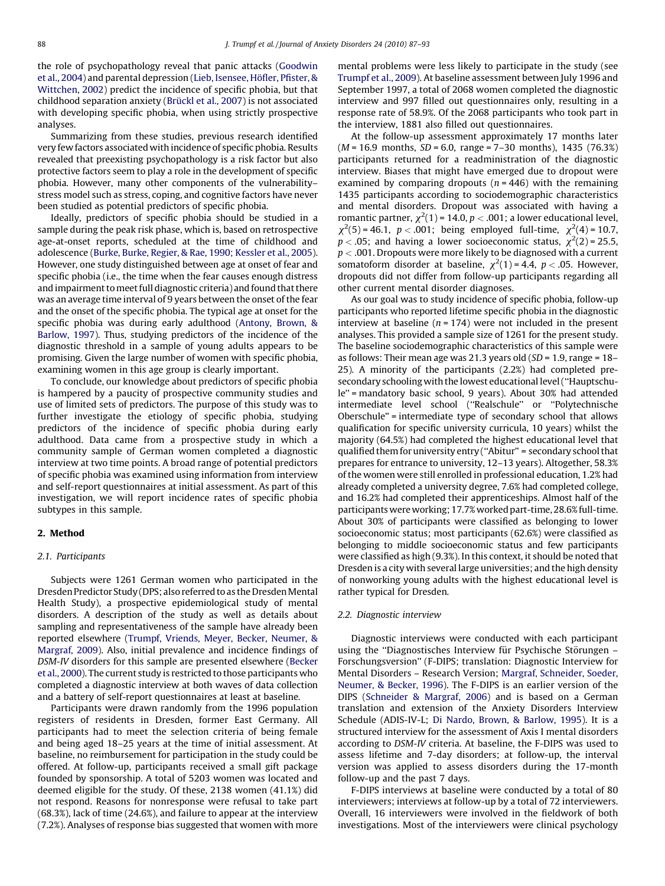the role of psychopathology reveal that panic attacks (Goodwin et al., 2004) and parental depression (Lieb, Isensee, Höfler, Pfister, & Wittchen, 2002) predict the incidence of specific phobia, but that childhood separation anxiety (Brückl et al., 2007) is not associated with developing specific phobia, when using strictly prospective analyses.

Summarizing from these studies, previous research identified very few factors associated with incidence of specific phobia. Results revealed that preexisting psychopathology is a risk factor but also protective factors seem to play a role in the development of specific phobia. However, many other components of the vulnerability–stress model such as stress, coping, and cognitive factors have never been studied as potential predictors of specific phobia.

Ideally, predictors of specific phobia should be studied in a sample during the peak risk phase, which is, based on retrospective age-at-onset reports, scheduled at the time of childhood and adolescence (Burke, Burke, Regier, & Rae, 1990; Kessler et al., 2005). However, one study distinguished between age at onset of fear and specific phobia (i.e., the time when the fear causes enough distress and impairment to meet full diagnostic criteria) and found that there was an average time interval of 9 years between the onset of the fear and the onset of the specific phobia. The typical age at onset for the specific phobia was during early adulthood (Antony, Brown, & Barlow, 1997). Thus, studying predictors of the incidence of the diagnostic threshold in a sample of young adults appears to be promising. Given the large number of women with specific phobia, examining women in this age group is clearly important.

To conclude, our knowledge about predictors of specific phobia is hampered by a paucity of prospective community studies and use of limited sets of predictors. The purpose of this study was to further investigate the etiology of specific phobia, studying predictors of the incidence of specific phobia during early adulthood. Data came from a prospective study in which a community sample of German women completed a diagnostic interview at two time points. A broad range of potential predictors of specific phobia was examined using information from interview and self-report questionnaires at initial assessment. As part of this investigation, we will report incidence rates of specific phobia subtypes in this sample.

## 2. Method

### 2.1. Participants

Subjects were 1261 German women who participated in the Dresden Predictor Study (DPS; also referred to as the Dresden Mental Health Study), a prospective epidemiological study of mental disorders. A description of the study as well as details about sampling and representativeness of the sample have already been reported elsewhere (Trumpf, Vriends, Meyer, Becker, Neumer, & Margraf, 2009). Also, initial prevalence and incidence findings of *DSM-IV* disorders for this sample are presented elsewhere (Becker et al., 2000). The current study is restricted to those participants who completed a diagnostic interview at both waves of data collection and a battery of self-report questionnaires at least at baseline.

Participants were drawn randomly from the 1996 population registers of residents in Dresden, former East Germany. All participants had to meet the selection criteria of being female and being aged 18–25 years at the time of initial assessment. At baseline, no reimbursement for participation in the study could be offered. At follow-up, participants received a small gift package founded by sponsorship. A total of 5203 women was located and deemed eligible for the study. Of these, 2138 women (41.1%) did not respond. Reasons for nonresponse were refusal to take part (68.3%), lack of time (24.6%), and failure to appear at the interview (7.2%). Analyses of response bias suggested that women with more mental problems were less likely to participate in the study (see Trumpf et al., 2009). At baseline assessment between July 1996 and September 1997, a total of 2068 women completed the diagnostic interview and 997 filled out questionnaires only, resulting in a response rate of 58.9%. Of the 2068 participants who took part in the interview, 1881 also filled out questionnaires.

At the follow-up assessment approximately 17 months later ($M$ = 16.9 months, $SD$ = 6.0, range = 7–30 months), 1435 (76.3%) participants returned for a readministration of the diagnostic interview. Biases that might have emerged due to dropout were examined by comparing dropouts ($n$ = 446) with the remaining 1435 participants according to sociodemographic characteristics and mental disorders. Dropout was associated with having a romantic partner, $\chi^2(1) = 14.0$, $p < .001$; a lower educational level, $\chi^2(5) = 46.1$, $p < .001$; being employed full-time, $\chi^2(4) = 10.7$, $p < .05$; and having a lower socioeconomic status, $\chi^2(2) = 25.5$, $p < .001$. Dropouts were more likely to be diagnosed with a current somatoform disorder at baseline, $\chi^2(1) = 4.4$, $p < .05$. However, dropouts did not differ from follow-up participants regarding all other current mental disorder diagnoses.

As our goal was to study incidence of specific phobia, follow-up participants who reported lifetime specific phobia in the diagnostic interview at baseline ($n$ = 174) were not included in the present analyses. This provided a sample size of 1261 for the present study. The baseline sociodemographic characteristics of this sample were as follows: Their mean age was 21.3 years old ($SD$ = 1.9, range = 18–25). A minority of the participants (2.2%) had completed pre-secondary schooling with the lowest educational level ("Hauptschule" = mandatory basic school, 9 years). About 30% had attended intermediate level school ("Realschule" or "Polytechnische Oberschule" = intermediate type of secondary school that allows qualification for specific university curricula, 10 years) whilst the majority (64.5%) had completed the highest educational level that qualified them for university entry ("Abitur" = secondary school that prepares for entrance to university, 12–13 years). Altogether, 58.3% of the women were still enrolled in professional education, 1.2% had already completed a university degree, 7.6% had completed college, and 16.2% had completed their apprenticeships. Almost half of the participants were working; 17.7% worked part-time, 28.6% full-time. About 30% of participants were classified as belonging to lower socioeconomic status; most participants (62.6%) were classified as belonging to middle socioeconomic status and few participants were classified as high (9.3%). In this context, it should be noted that Dresden is a city with several large universities; and the high density of nonworking young adults with the highest educational level is rather typical for Dresden.

### 2.2. Diagnostic interview

Diagnostic interviews were conducted with each participant using the "Diagnostisches Interview für Psychische Störungen – Forschungsversion" (F-DIPS; translation: Diagnostic Interview for Mental Disorders – Research Version; Margraf, Schneider, Soeder, Neumer, & Becker, 1996). The F-DIPS is an earlier version of the DIPS (Schneider & Margraf, 2006) and is based on a German translation and extension of the Anxiety Disorders Interview Schedule (ADIS-IV-L; Di Nardo, Brown, & Barlow, 1995). It is a structured interview for the assessment of Axis I mental disorders according to *DSM-IV* criteria. At baseline, the F-DIPS was used to assess lifetime and 7-day disorders; at follow-up, the interval version was applied to assess disorders during the 17-month follow-up and the past 7 days.

F-DIPS interviews at baseline were conducted by a total of 80 interviewers; interviews at follow-up by a total of 72 interviewers. Overall, 16 interviewers were involved in the fieldwork of both investigations. Most of the interviewers were clinical psychology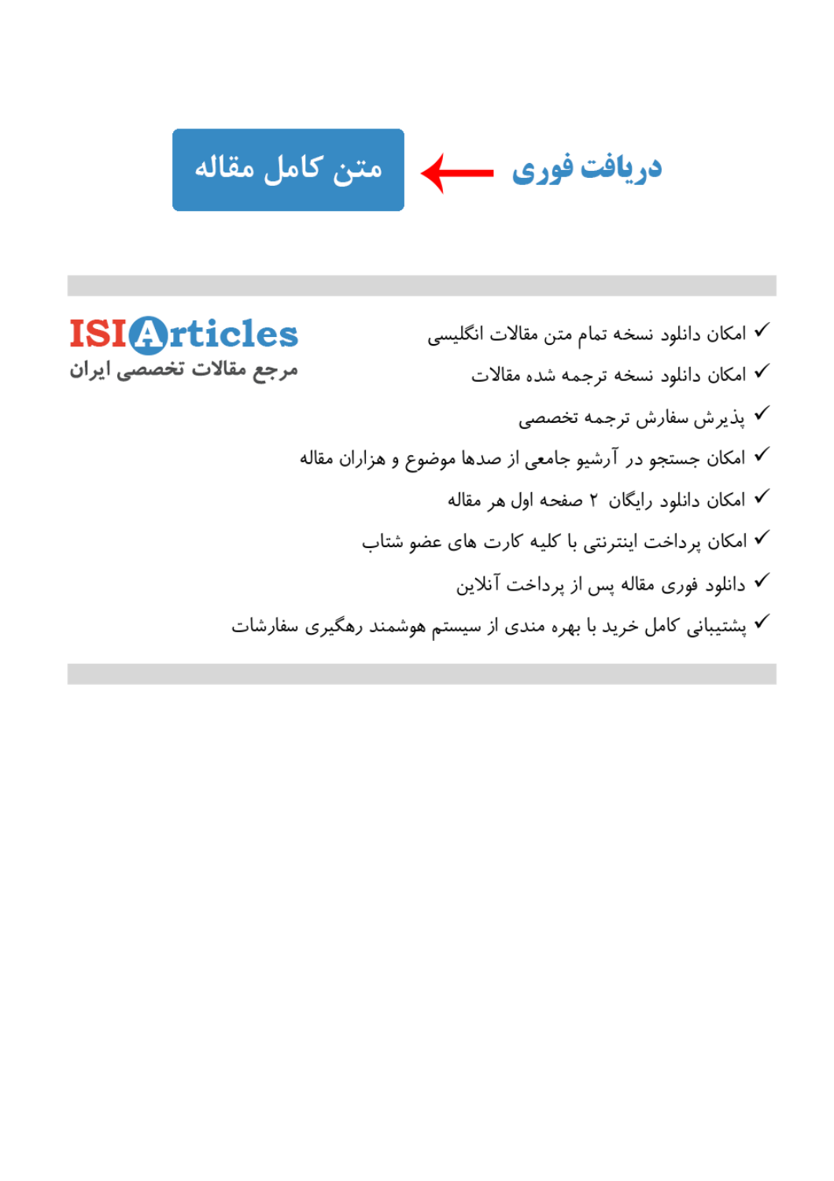دریافت فوری ← متن کامل مقاله

**ISIArticles**
مرجع مقالات تخصصی ایران

- ✓ امکان دانلود نسخه تمام متن مقالات انگلیسی
- ✓ امکان دانلود نسخه ترجمه شده مقالات
- ✓ پذیرش سفارش ترجمه تخصصی
- ✓ امکان جستجو در آرشیو جامعی از صدها موضوع و هزاران مقاله
- ✓ امکان دانلود رایگان ۲ صفحه اول هر مقاله
- ✓ امکان پرداخت اینترنتی با کلیه کارت های عضو شتاب
- ✓ دانلود فوری مقاله پس از پرداخت آنلاین
- ✓ پشتیبانی کامل خرید با بهره مندی از سیستم هوشمند رهگیری سفارشات